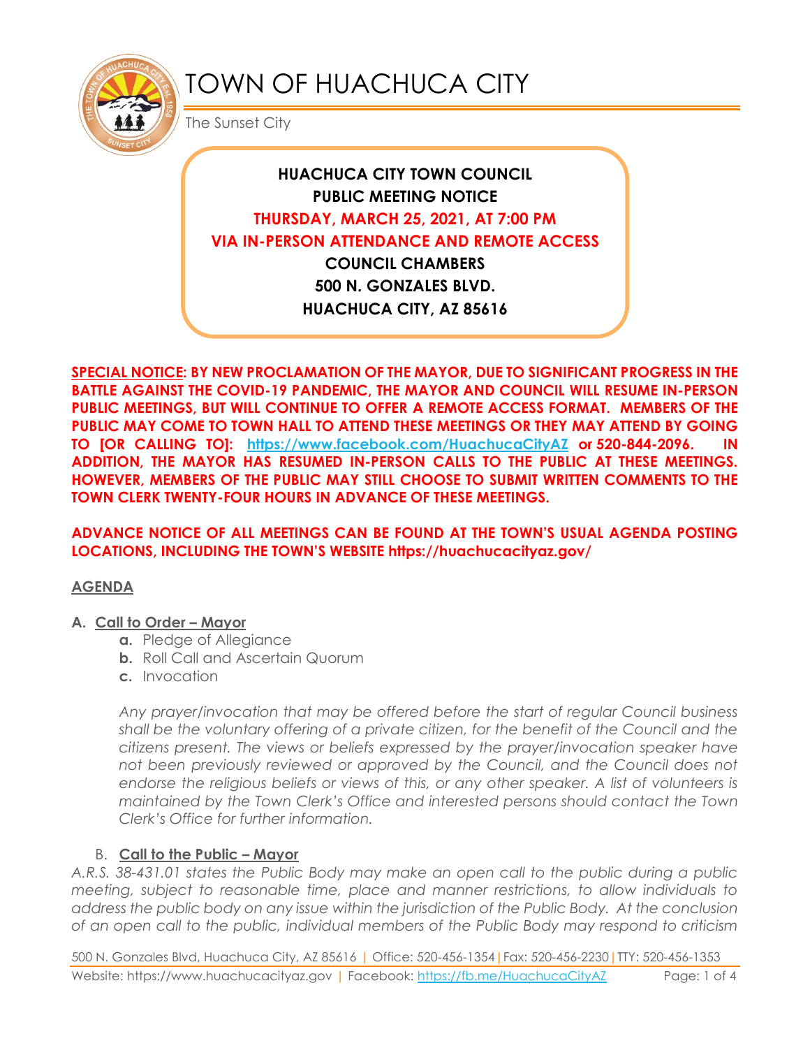# TOWN OF HUACHUCA CITY

The Sunset City

**HUACHUCA CITY TOWN COUNCIL**
**PUBLIC MEETING NOTICE**
**THURSDAY, MARCH 25, 2021, AT 7:00 PM**
**VIA IN-PERSON ATTENDANCE AND REMOTE ACCESS**
**COUNCIL CHAMBERS**
**500 N. GONZALES BLVD.**
**HUACHUCA CITY, AZ 85616**

**SPECIAL NOTICE: BY NEW PROCLAMATION OF THE MAYOR, DUE TO SIGNIFICANT PROGRESS IN THE BATTLE AGAINST THE COVID-19 PANDEMIC, THE MAYOR AND COUNCIL WILL RESUME IN-PERSON PUBLIC MEETINGS, BUT WILL CONTINUE TO OFFER A REMOTE ACCESS FORMAT. MEMBERS OF THE PUBLIC MAY COME TO TOWN HALL TO ATTEND THESE MEETINGS OR THEY MAY ATTEND BY GOING TO [OR CALLING TO]: https://www.facebook.com/HuachucaCityAZ or 520-844-2096. IN ADDITION, THE MAYOR HAS RESUMED IN-PERSON CALLS TO THE PUBLIC AT THESE MEETINGS. HOWEVER, MEMBERS OF THE PUBLIC MAY STILL CHOOSE TO SUBMIT WRITTEN COMMENTS TO THE TOWN CLERK TWENTY-FOUR HOURS IN ADVANCE OF THESE MEETINGS.**

**ADVANCE NOTICE OF ALL MEETINGS CAN BE FOUND AT THE TOWN'S USUAL AGENDA POSTING LOCATIONS, INCLUDING THE TOWN'S WEBSITE https://huachucacityaz.gov/**

## AGENDA

**A. Call to Order – Mayor**

- **a.** Pledge of Allegiance
- **b.** Roll Call and Ascertain Quorum
- **c.** Invocation

*Any prayer/invocation that may be offered before the start of regular Council business shall be the voluntary offering of a private citizen, for the benefit of the Council and the citizens present. The views or beliefs expressed by the prayer/invocation speaker have not been previously reviewed or approved by the Council, and the Council does not endorse the religious beliefs or views of this, or any other speaker. A list of volunteers is maintained by the Town Clerk's Office and interested persons should contact the Town Clerk's Office for further information.*

**B. Call to the Public – Mayor**

*A.R.S. 38-431.01 states the Public Body may make an open call to the public during a public meeting, subject to reasonable time, place and manner restrictions, to allow individuals to address the public body on any issue within the jurisdiction of the Public Body. At the conclusion of an open call to the public, individual members of the Public Body may respond to criticism*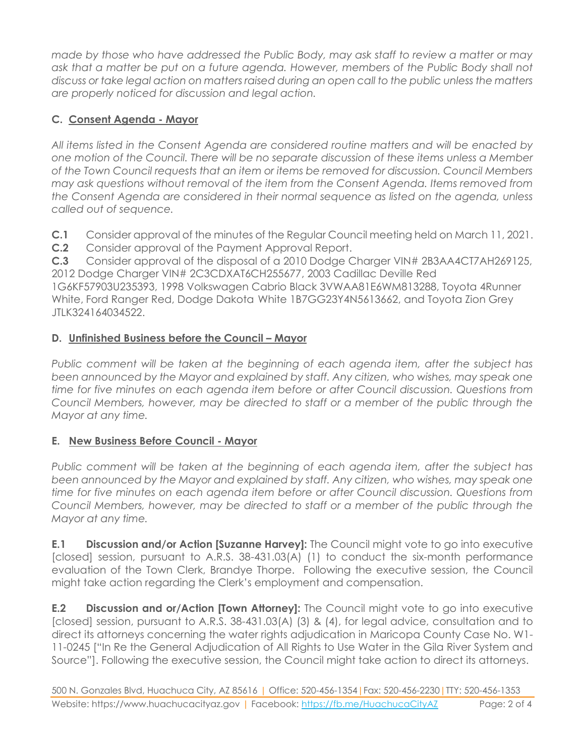*made by those who have addressed the Public Body, may ask staff to review a matter or may ask that a matter be put on a future agenda. However, members of the Public Body shall not discuss or take legal action on matters raised during an open call to the public unless the matters are properly noticed for discussion and legal action.*

## C. Consent Agenda - Mayor

*All items listed in the Consent Agenda are considered routine matters and will be enacted by one motion of the Council. There will be no separate discussion of these items unless a Member of the Town Council requests that an item or items be removed for discussion. Council Members may ask questions without removal of the item from the Consent Agenda. Items removed from the Consent Agenda are considered in their normal sequence as listed on the agenda, unless called out of sequence.*

**C.1** Consider approval of the minutes of the Regular Council meeting held on March 11, 2021.

**C.2** Consider approval of the Payment Approval Report.

**C.3** Consider approval of the disposal of a 2010 Dodge Charger VIN# 2B3AA4CT7AH269125, 2012 Dodge Charger VIN# 2C3CDXAT6CH255677, 2003 Cadillac Deville Red 1G6KF57903U235393, 1998 Volkswagen Cabrio Black 3VWAA81E6WM813288, Toyota 4Runner White, Ford Ranger Red, Dodge Dakota White 1B7GG23Y4N5613662, and Toyota Zion Grey JTLK324164034522.

## D. Unfinished Business before the Council – Mayor

*Public comment will be taken at the beginning of each agenda item, after the subject has been announced by the Mayor and explained by staff. Any citizen, who wishes, may speak one time for five minutes on each agenda item before or after Council discussion. Questions from Council Members, however, may be directed to staff or a member of the public through the Mayor at any time.*

## E. New Business Before Council - Mayor

*Public comment will be taken at the beginning of each agenda item, after the subject has been announced by the Mayor and explained by staff. Any citizen, who wishes, may speak one time for five minutes on each agenda item before or after Council discussion. Questions from Council Members, however, may be directed to staff or a member of the public through the Mayor at any time.*

**E.1 Discussion and/or Action [Suzanne Harvey]:** The Council might vote to go into executive [closed] session, pursuant to A.R.S. 38-431.03(A) (1) to conduct the six-month performance evaluation of the Town Clerk, Brandye Thorpe. Following the executive session, the Council might take action regarding the Clerk's employment and compensation.

**E.2 Discussion and or/Action [Town Attorney]:** The Council might vote to go into executive [closed] session, pursuant to A.R.S. 38-431.03(A) (3) & (4), for legal advice, consultation and to direct its attorneys concerning the water rights adjudication in Maricopa County Case No. W1-11-0245 ["In Re the General Adjudication of All Rights to Use Water in the Gila River System and Source"]. Following the executive session, the Council might take action to direct its attorneys.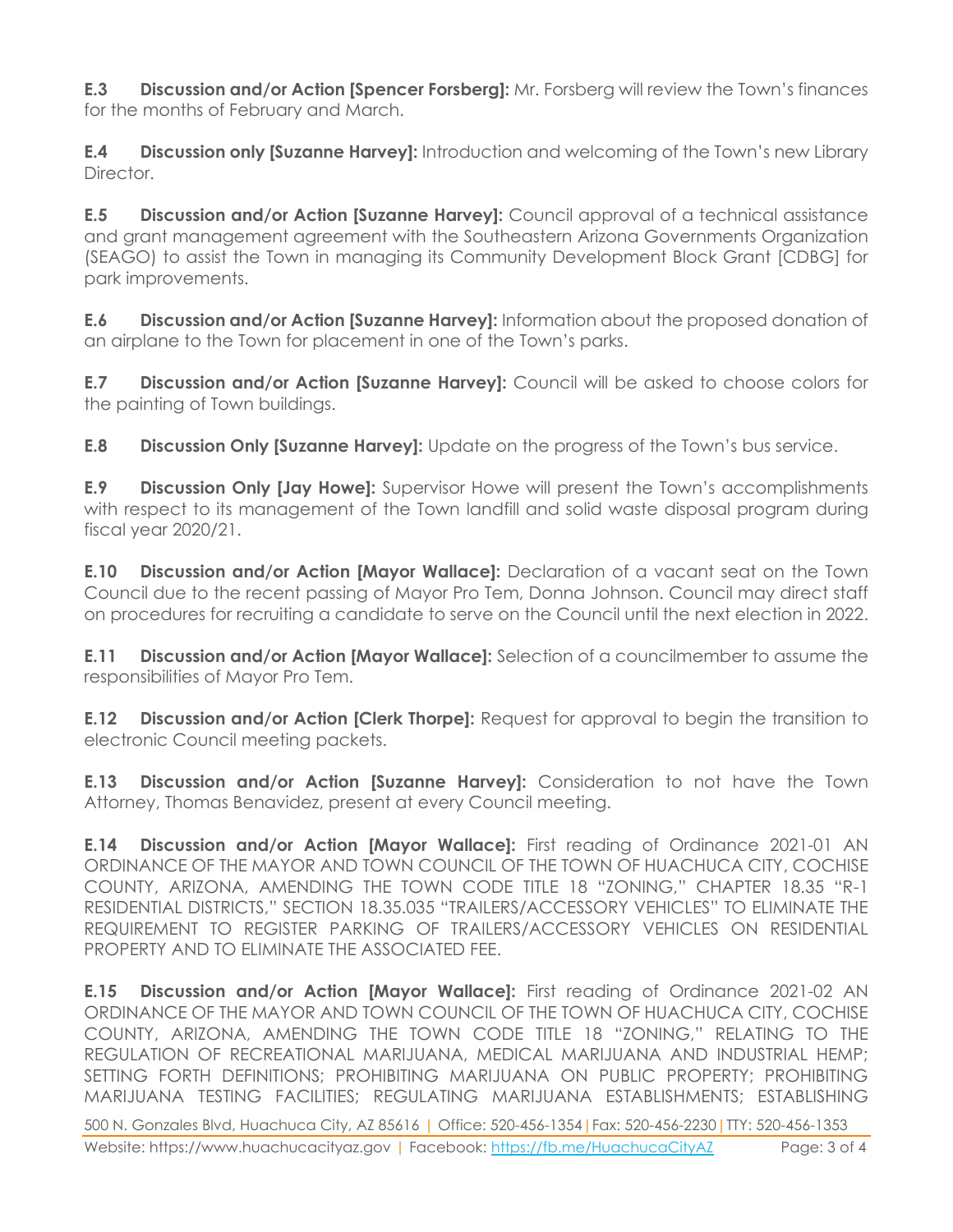**E.3 Discussion and/or Action [Spencer Forsberg]:** Mr. Forsberg will review the Town's finances for the months of February and March.

**E.4 Discussion only [Suzanne Harvey]:** Introduction and welcoming of the Town's new Library Director.

**E.5 Discussion and/or Action [Suzanne Harvey]:** Council approval of a technical assistance and grant management agreement with the Southeastern Arizona Governments Organization (SEAGO) to assist the Town in managing its Community Development Block Grant [CDBG] for park improvements.

**E.6 Discussion and/or Action [Suzanne Harvey]:** Information about the proposed donation of an airplane to the Town for placement in one of the Town's parks.

**E.7 Discussion and/or Action [Suzanne Harvey]:** Council will be asked to choose colors for the painting of Town buildings.

**E.8 Discussion Only [Suzanne Harvey]:** Update on the progress of the Town's bus service.

**E.9 Discussion Only [Jay Howe]:** Supervisor Howe will present the Town's accomplishments with respect to its management of the Town landfill and solid waste disposal program during fiscal year 2020/21.

**E.10 Discussion and/or Action [Mayor Wallace]:** Declaration of a vacant seat on the Town Council due to the recent passing of Mayor Pro Tem, Donna Johnson. Council may direct staff on procedures for recruiting a candidate to serve on the Council until the next election in 2022.

**E.11 Discussion and/or Action [Mayor Wallace]:** Selection of a councilmember to assume the responsibilities of Mayor Pro Tem.

**E.12 Discussion and/or Action [Clerk Thorpe]:** Request for approval to begin the transition to electronic Council meeting packets.

**E.13 Discussion and/or Action [Suzanne Harvey]:** Consideration to not have the Town Attorney, Thomas Benavidez, present at every Council meeting.

**E.14 Discussion and/or Action [Mayor Wallace]:** First reading of Ordinance 2021-01 AN ORDINANCE OF THE MAYOR AND TOWN COUNCIL OF THE TOWN OF HUACHUCA CITY, COCHISE COUNTY, ARIZONA, AMENDING THE TOWN CODE TITLE 18 "ZONING," CHAPTER 18.35 "R-1 RESIDENTIAL DISTRICTS," SECTION 18.35.035 "TRAILERS/ACCESSORY VEHICLES" TO ELIMINATE THE REQUIREMENT TO REGISTER PARKING OF TRAILERS/ACCESSORY VEHICLES ON RESIDENTIAL PROPERTY AND TO ELIMINATE THE ASSOCIATED FEE.

**E.15 Discussion and/or Action [Mayor Wallace]:** First reading of Ordinance 2021-02 AN ORDINANCE OF THE MAYOR AND TOWN COUNCIL OF THE TOWN OF HUACHUCA CITY, COCHISE COUNTY, ARIZONA, AMENDING THE TOWN CODE TITLE 18 "ZONING," RELATING TO THE REGULATION OF RECREATIONAL MARIJUANA, MEDICAL MARIJUANA AND INDUSTRIAL HEMP; SETTING FORTH DEFINITIONS; PROHIBITING MARIJUANA ON PUBLIC PROPERTY; PROHIBITING MARIJUANA TESTING FACILITIES; REGULATING MARIJUANA ESTABLISHMENTS; ESTABLISHING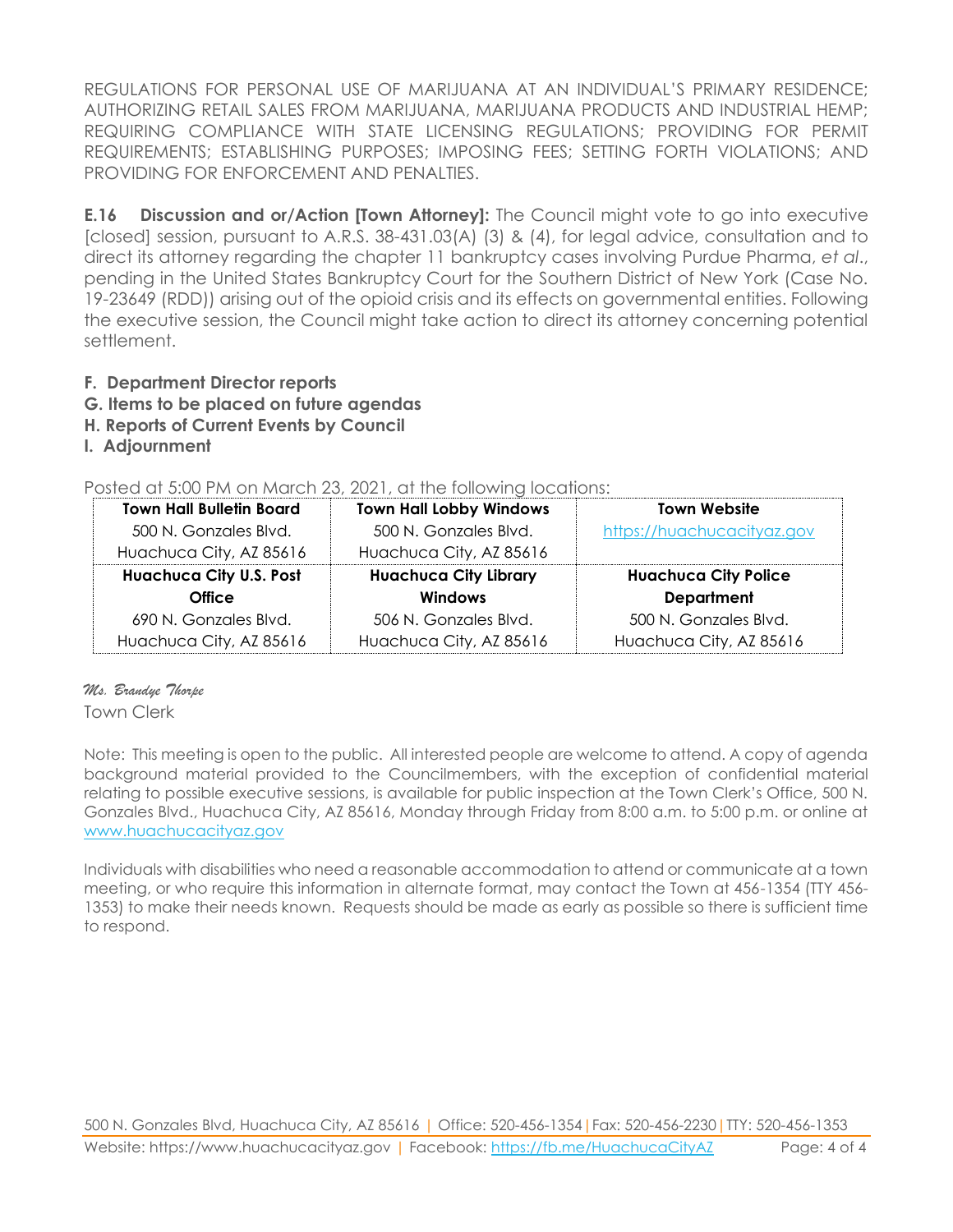REGULATIONS FOR PERSONAL USE OF MARIJUANA AT AN INDIVIDUAL'S PRIMARY RESIDENCE; AUTHORIZING RETAIL SALES FROM MARIJUANA, MARIJUANA PRODUCTS AND INDUSTRIAL HEMP; REQUIRING COMPLIANCE WITH STATE LICENSING REGULATIONS; PROVIDING FOR PERMIT REQUIREMENTS; ESTABLISHING PURPOSES; IMPOSING FEES; SETTING FORTH VIOLATIONS; AND PROVIDING FOR ENFORCEMENT AND PENALTIES.

**E.16 Discussion and or/Action [Town Attorney]:** The Council might vote to go into executive [closed] session, pursuant to A.R.S. 38-431.03(A) (3) & (4), for legal advice, consultation and to direct its attorney regarding the chapter 11 bankruptcy cases involving Purdue Pharma, *et al*., pending in the United States Bankruptcy Court for the Southern District of New York (Case No. 19-23649 (RDD)) arising out of the opioid crisis and its effects on governmental entities. Following the executive session, the Council might take action to direct its attorney concerning potential settlement.

**F. Department Director reports**

**G. Items to be placed on future agendas**

**H. Reports of Current Events by Council**

**I. Adjournment**

Posted at 5:00 PM on March 23, 2021, at the following locations:

| | | |
|---|---|---|
| **Town Hall Bulletin Board**<br>500 N. Gonzales Blvd.<br>Huachuca City, AZ 85616 | **Town Hall Lobby Windows**<br>500 N. Gonzales Blvd.<br>Huachuca City, AZ 85616 | **Town Website**<br>https://huachucacityaz.gov |
| **Huachuca City U.S. Post Office**<br>690 N. Gonzales Blvd.<br>Huachuca City, AZ 85616 | **Huachuca City Library Windows**<br>506 N. Gonzales Blvd.<br>Huachuca City, AZ 85616 | **Huachuca City Police Department**<br>500 N. Gonzales Blvd.<br>Huachuca City, AZ 85616 |

*Ms. Brandye Thorpe*
Town Clerk

Note: This meeting is open to the public. All interested people are welcome to attend. A copy of agenda background material provided to the Councilmembers, with the exception of confidential material relating to possible executive sessions, is available for public inspection at the Town Clerk's Office, 500 N. Gonzales Blvd., Huachuca City, AZ 85616, Monday through Friday from 8:00 a.m. to 5:00 p.m. or online at www.huachucacityaz.gov

Individuals with disabilities who need a reasonable accommodation to attend or communicate at a town meeting, or who require this information in alternate format, may contact the Town at 456-1354 (TTY 456-1353) to make their needs known. Requests should be made as early as possible so there is sufficient time to respond.